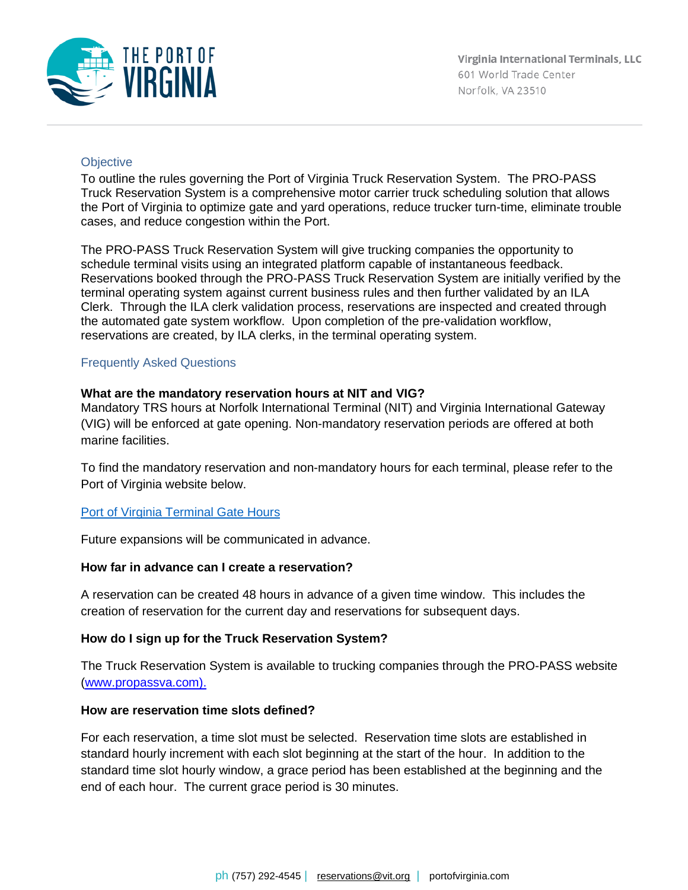The Port of Virginia

Virginia International Terminals, LLC
601 World Trade Center
Norfolk, VA 23510

## Objective

To outline the rules governing the Port of Virginia Truck Reservation System. The PRO-PASS Truck Reservation System is a comprehensive motor carrier truck scheduling solution that allows the Port of Virginia to optimize gate and yard operations, reduce trucker turn-time, eliminate trouble cases, and reduce congestion within the Port.

The PRO-PASS Truck Reservation System will give trucking companies the opportunity to schedule terminal visits using an integrated platform capable of instantaneous feedback. Reservations booked through the PRO-PASS Truck Reservation System are initially verified by the terminal operating system against current business rules and then further validated by an ILA Clerk. Through the ILA clerk validation process, reservations are inspected and created through the automated gate system workflow. Upon completion of the pre-validation workflow, reservations are created, by ILA clerks, in the terminal operating system.

## Frequently Asked Questions

**What are the mandatory reservation hours at NIT and VIG?**

Mandatory TRS hours at Norfolk International Terminal (NIT) and Virginia International Gateway (VIG) will be enforced at gate opening. Non-mandatory reservation periods are offered at both marine facilities.

To find the mandatory reservation and non-mandatory hours for each terminal, please refer to the Port of Virginia website below.

Port of Virginia Terminal Gate Hours

Future expansions will be communicated in advance.

**How far in advance can I create a reservation?**

A reservation can be created 48 hours in advance of a given time window. This includes the creation of reservation for the current day and reservations for subsequent days.

**How do I sign up for the Truck Reservation System?**

The Truck Reservation System is available to trucking companies through the PRO-PASS website (www.propassva.com).

**How are reservation time slots defined?**

For each reservation, a time slot must be selected. Reservation time slots are established in standard hourly increment with each slot beginning at the start of the hour. In addition to the standard time slot hourly window, a grace period has been established at the beginning and the end of each hour. The current grace period is 30 minutes.

ph (757) 292-4545 | reservations@vit.org | portofvirginia.com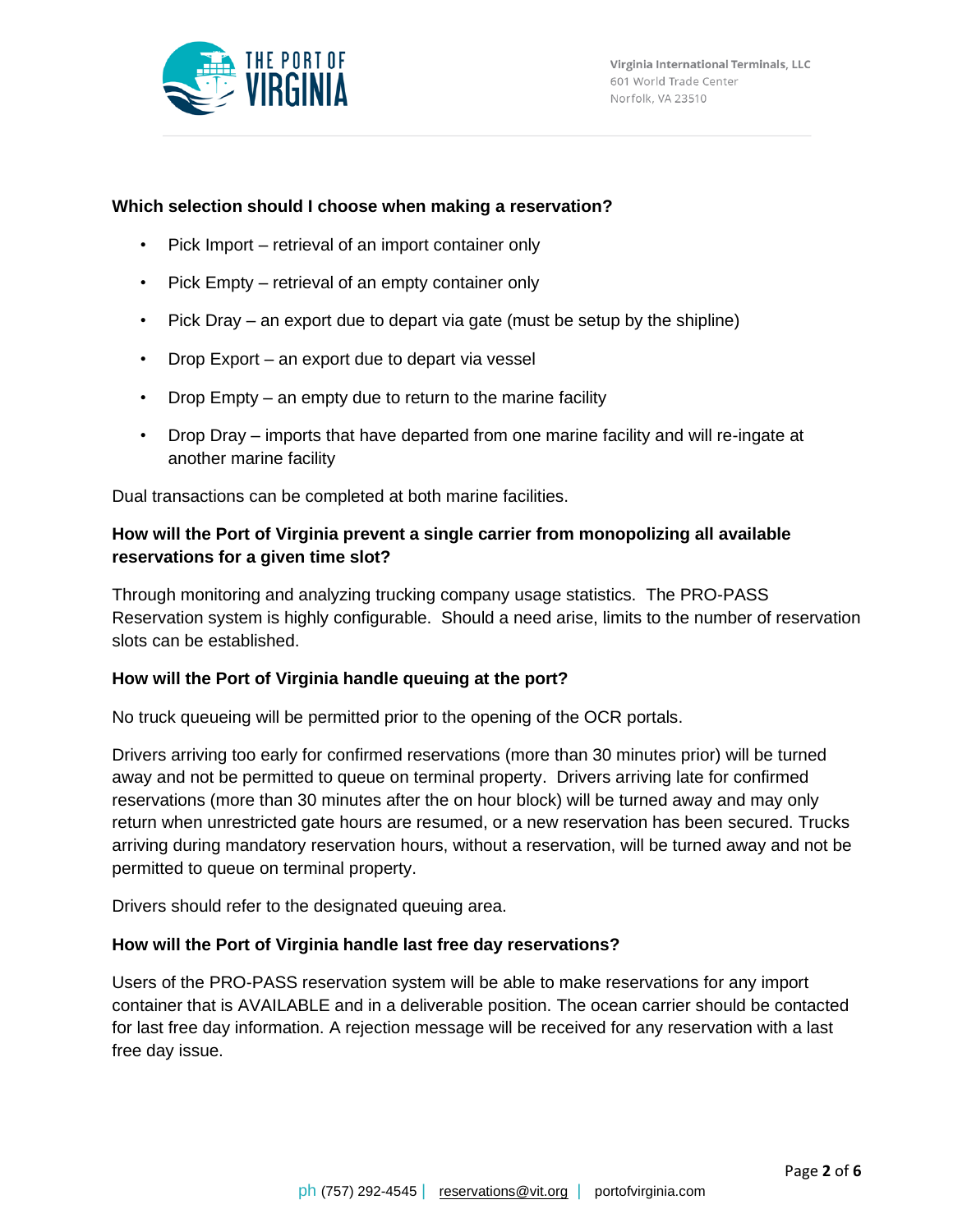**Which selection should I choose when making a reservation?**

- Pick Import – retrieval of an import container only
- Pick Empty – retrieval of an empty container only
- Pick Dray – an export due to depart via gate (must be setup by the shipline)
- Drop Export – an export due to depart via vessel
- Drop Empty – an empty due to return to the marine facility
- Drop Dray – imports that have departed from one marine facility and will re-ingate at another marine facility

Dual transactions can be completed at both marine facilities.

**How will the Port of Virginia prevent a single carrier from monopolizing all available reservations for a given time slot?**

Through monitoring and analyzing trucking company usage statistics. The PRO-PASS Reservation system is highly configurable. Should a need arise, limits to the number of reservation slots can be established.

**How will the Port of Virginia handle queuing at the port?**

No truck queueing will be permitted prior to the opening of the OCR portals.

Drivers arriving too early for confirmed reservations (more than 30 minutes prior) will be turned away and not be permitted to queue on terminal property. Drivers arriving late for confirmed reservations (more than 30 minutes after the on hour block) will be turned away and may only return when unrestricted gate hours are resumed, or a new reservation has been secured. Trucks arriving during mandatory reservation hours, without a reservation, will be turned away and not be permitted to queue on terminal property.

Drivers should refer to the designated queuing area.

**How will the Port of Virginia handle last free day reservations?**

Users of the PRO-PASS reservation system will be able to make reservations for any import container that is AVAILABLE and in a deliverable position. The ocean carrier should be contacted for last free day information. A rejection message will be received for any reservation with a last free day issue.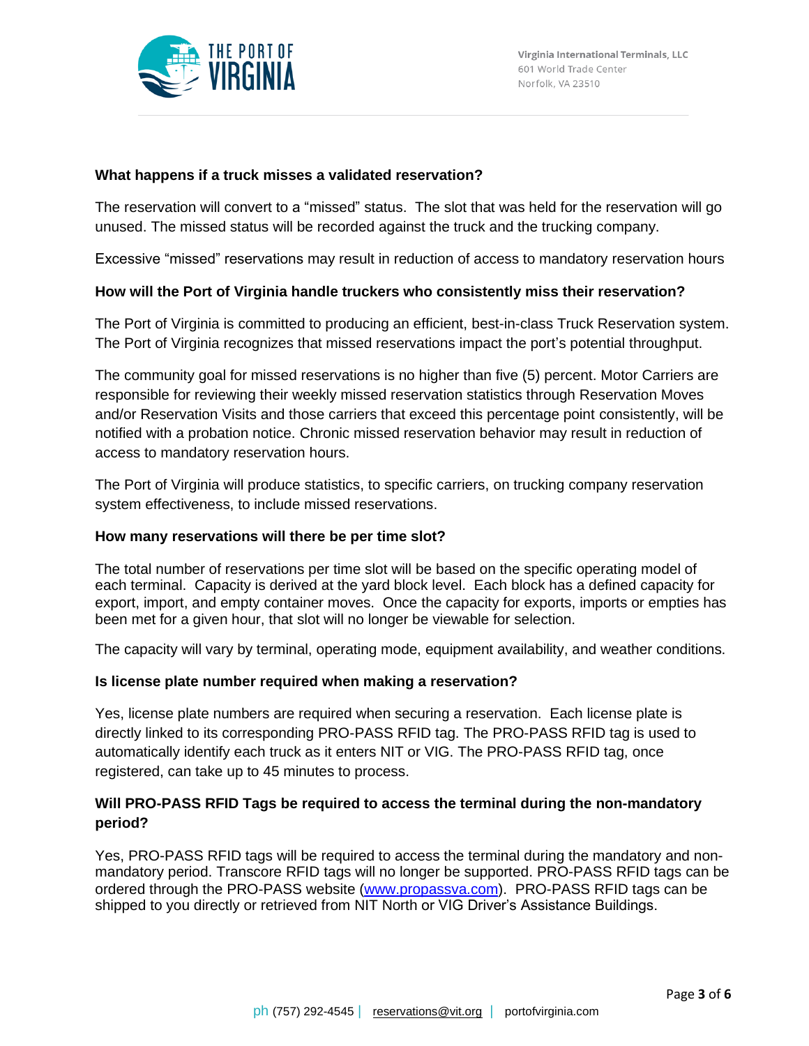**What happens if a truck misses a validated reservation?**

The reservation will convert to a "missed" status. The slot that was held for the reservation will go unused. The missed status will be recorded against the truck and the trucking company.

Excessive "missed" reservations may result in reduction of access to mandatory reservation hours

**How will the Port of Virginia handle truckers who consistently miss their reservation?**

The Port of Virginia is committed to producing an efficient, best-in-class Truck Reservation system. The Port of Virginia recognizes that missed reservations impact the port's potential throughput.

The community goal for missed reservations is no higher than five (5) percent. Motor Carriers are responsible for reviewing their weekly missed reservation statistics through Reservation Moves and/or Reservation Visits and those carriers that exceed this percentage point consistently, will be notified with a probation notice. Chronic missed reservation behavior may result in reduction of access to mandatory reservation hours.

The Port of Virginia will produce statistics, to specific carriers, on trucking company reservation system effectiveness, to include missed reservations.

**How many reservations will there be per time slot?**

The total number of reservations per time slot will be based on the specific operating model of each terminal. Capacity is derived at the yard block level. Each block has a defined capacity for export, import, and empty container moves. Once the capacity for exports, imports or empties has been met for a given hour, that slot will no longer be viewable for selection.

The capacity will vary by terminal, operating mode, equipment availability, and weather conditions.

**Is license plate number required when making a reservation?**

Yes, license plate numbers are required when securing a reservation. Each license plate is directly linked to its corresponding PRO-PASS RFID tag. The PRO-PASS RFID tag is used to automatically identify each truck as it enters NIT or VIG. The PRO-PASS RFID tag, once registered, can take up to 45 minutes to process.

**Will PRO-PASS RFID Tags be required to access the terminal during the non-mandatory period?**

Yes, PRO-PASS RFID tags will be required to access the terminal during the mandatory and non-mandatory period. Transcore RFID tags will no longer be supported. PRO-PASS RFID tags can be ordered through the PRO-PASS website (www.propassva.com). PRO-PASS RFID tags can be shipped to you directly or retrieved from NIT North or VIG Driver's Assistance Buildings.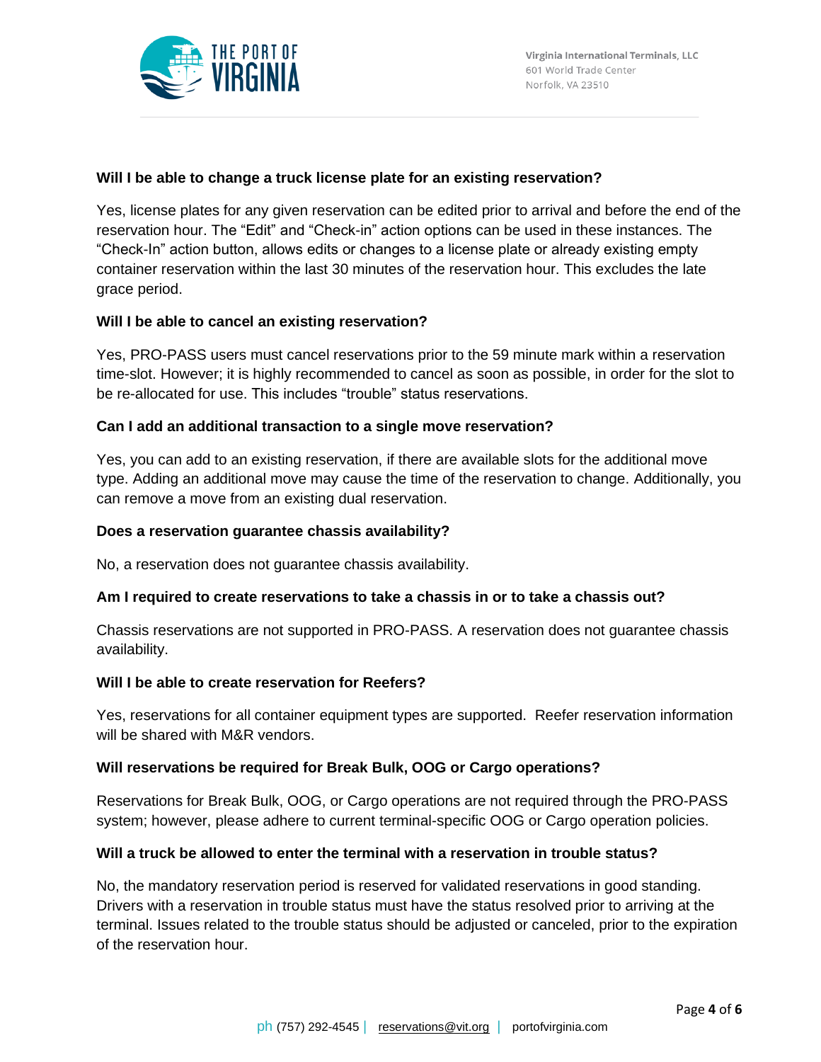**Will I be able to change a truck license plate for an existing reservation?**

Yes, license plates for any given reservation can be edited prior to arrival and before the end of the reservation hour. The “Edit” and “Check-in” action options can be used in these instances. The “Check-In” action button, allows edits or changes to a license plate or already existing empty container reservation within the last 30 minutes of the reservation hour. This excludes the late grace period.

**Will I be able to cancel an existing reservation?**

Yes, PRO-PASS users must cancel reservations prior to the 59 minute mark within a reservation time-slot. However; it is highly recommended to cancel as soon as possible, in order for the slot to be re-allocated for use. This includes “trouble” status reservations.

**Can I add an additional transaction to a single move reservation?**

Yes, you can add to an existing reservation, if there are available slots for the additional move type. Adding an additional move may cause the time of the reservation to change. Additionally, you can remove a move from an existing dual reservation.

**Does a reservation guarantee chassis availability?**

No, a reservation does not guarantee chassis availability.

**Am I required to create reservations to take a chassis in or to take a chassis out?**

Chassis reservations are not supported in PRO-PASS. A reservation does not guarantee chassis availability.

**Will I be able to create reservation for Reefers?**

Yes, reservations for all container equipment types are supported. Reefer reservation information will be shared with M&R vendors.

**Will reservations be required for Break Bulk, OOG or Cargo operations?**

Reservations for Break Bulk, OOG, or Cargo operations are not required through the PRO-PASS system; however, please adhere to current terminal-specific OOG or Cargo operation policies.

**Will a truck be allowed to enter the terminal with a reservation in trouble status?**

No, the mandatory reservation period is reserved for validated reservations in good standing. Drivers with a reservation in trouble status must have the status resolved prior to arriving at the terminal. Issues related to the trouble status should be adjusted or canceled, prior to the expiration of the reservation hour.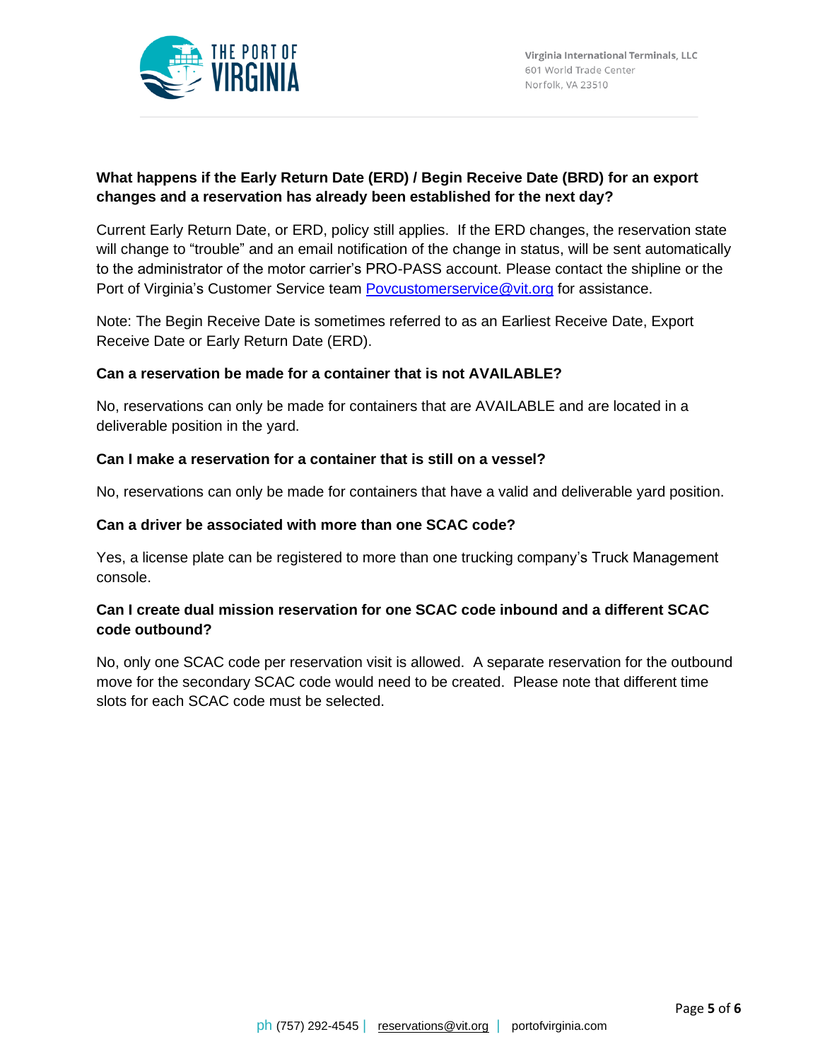**What happens if the Early Return Date (ERD) / Begin Receive Date (BRD) for an export changes and a reservation has already been established for the next day?**

Current Early Return Date, or ERD, policy still applies. If the ERD changes, the reservation state will change to "trouble" and an email notification of the change in status, will be sent automatically to the administrator of the motor carrier's PRO-PASS account. Please contact the shipline or the Port of Virginia's Customer Service team Povcustomerservice@vit.org for assistance.

Note: The Begin Receive Date is sometimes referred to as an Earliest Receive Date, Export Receive Date or Early Return Date (ERD).

**Can a reservation be made for a container that is not AVAILABLE?**

No, reservations can only be made for containers that are AVAILABLE and are located in a deliverable position in the yard.

**Can I make a reservation for a container that is still on a vessel?**

No, reservations can only be made for containers that have a valid and deliverable yard position.

**Can a driver be associated with more than one SCAC code?**

Yes, a license plate can be registered to more than one trucking company's Truck Management console.

**Can I create dual mission reservation for one SCAC code inbound and a different SCAC code outbound?**

No, only one SCAC code per reservation visit is allowed. A separate reservation for the outbound move for the secondary SCAC code would need to be created. Please note that different time slots for each SCAC code must be selected.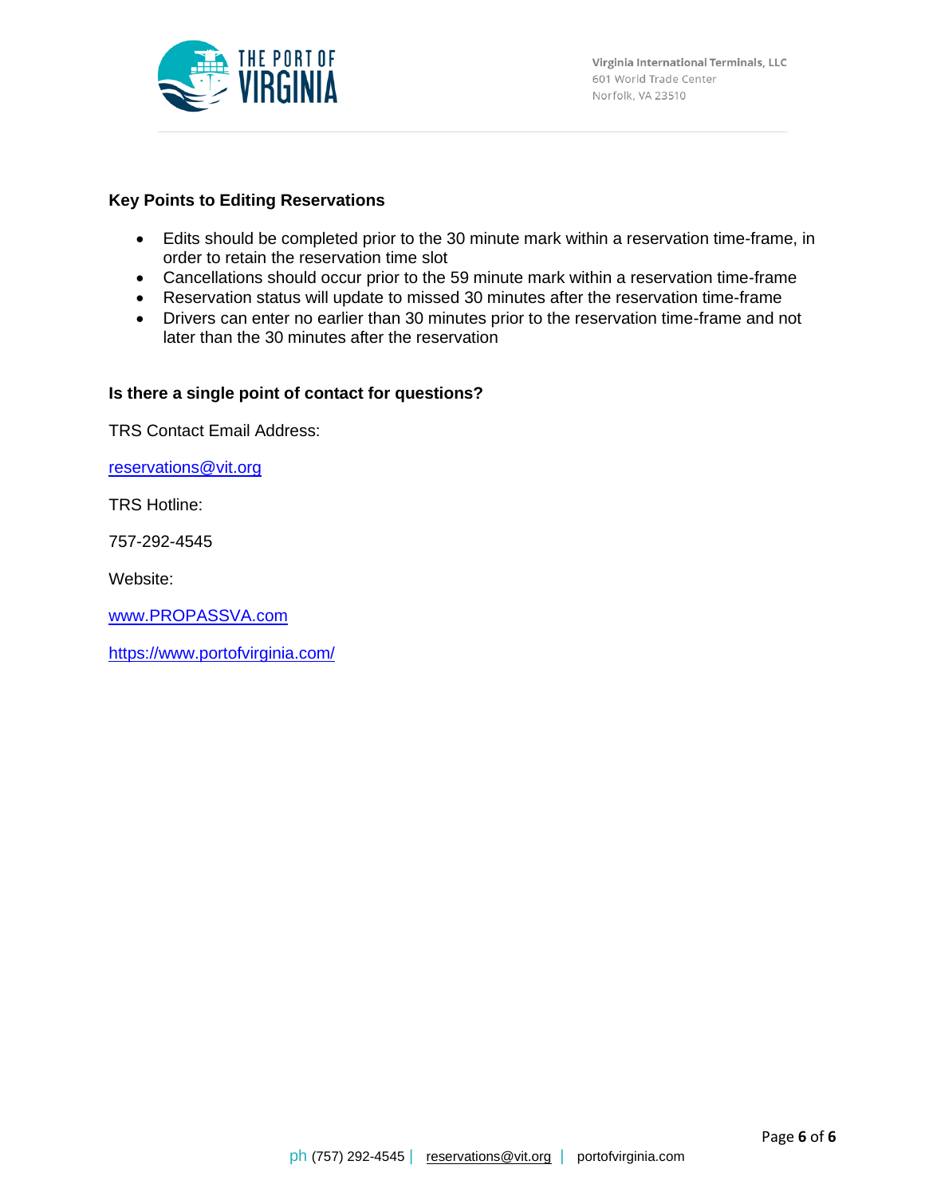### Key Points to Editing Reservations

- Edits should be completed prior to the 30 minute mark within a reservation time-frame, in order to retain the reservation time slot
- Cancellations should occur prior to the 59 minute mark within a reservation time-frame
- Reservation status will update to missed 30 minutes after the reservation time-frame
- Drivers can enter no earlier than 30 minutes prior to the reservation time-frame and not later than the 30 minutes after the reservation

### Is there a single point of contact for questions?

TRS Contact Email Address:

reservations@vit.org

TRS Hotline:

757-292-4545

Website:

www.PROPASSVA.com

https://www.portofvirginia.com/